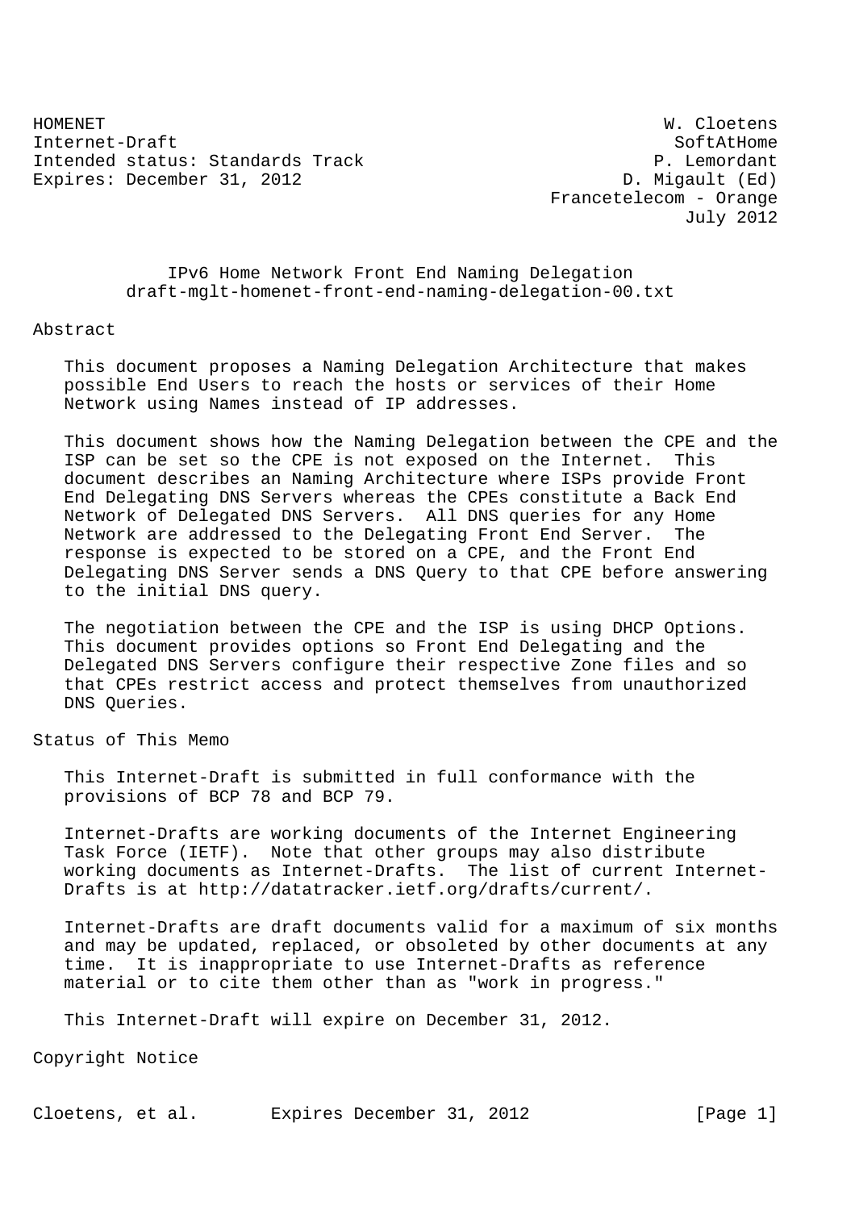HOMENET W. Cloetens
Internet-Draft SoftAtHome
Intended status: Standards Track P. Lemordant
Expires: December 31, 2012 D. Migault (Ed)
Francetelecom - Orange
July 2012

# IPv6 Home Network Front End Naming Delegation
draft-mglt-homenet-front-end-naming-delegation-00.txt

## Abstract

This document proposes a Naming Delegation Architecture that makes possible End Users to reach the hosts or services of their Home Network using Names instead of IP addresses.

This document shows how the Naming Delegation between the CPE and the ISP can be set so the CPE is not exposed on the Internet. This document describes an Naming Architecture where ISPs provide Front End Delegating DNS Servers whereas the CPEs constitute a Back End Network of Delegated DNS Servers. All DNS queries for any Home Network are addressed to the Delegating Front End Server. The response is expected to be stored on a CPE, and the Front End Delegating DNS Server sends a DNS Query to that CPE before answering to the initial DNS query.

The negotiation between the CPE and the ISP is using DHCP Options. This document provides options so Front End Delegating and the Delegated DNS Servers configure their respective Zone files and so that CPEs restrict access and protect themselves from unauthorized DNS Queries.

## Status of This Memo

This Internet-Draft is submitted in full conformance with the provisions of BCP 78 and BCP 79.

Internet-Drafts are working documents of the Internet Engineering Task Force (IETF). Note that other groups may also distribute working documents as Internet-Drafts. The list of current Internet-Drafts is at http://datatracker.ietf.org/drafts/current/.

Internet-Drafts are draft documents valid for a maximum of six months and may be updated, replaced, or obsoleted by other documents at any time. It is inappropriate to use Internet-Drafts as reference material or to cite them other than as "work in progress."

This Internet-Draft will expire on December 31, 2012.

## Copyright Notice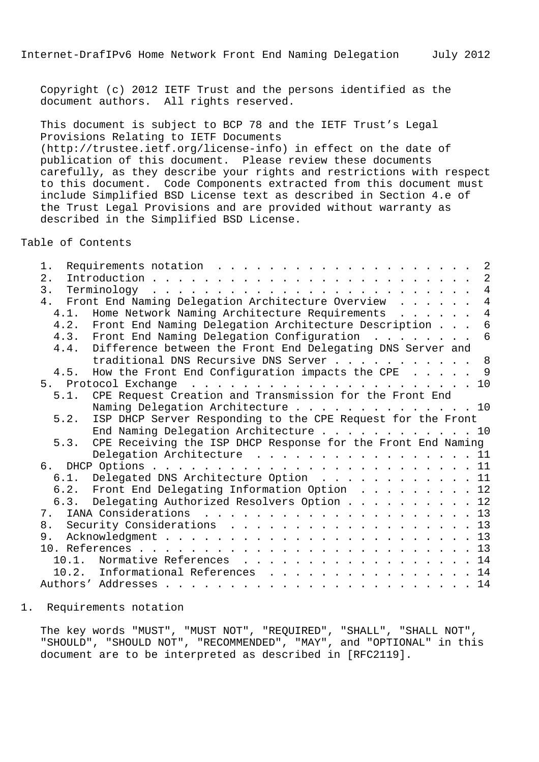Copyright (c) 2012 IETF Trust and the persons identified as the document authors. All rights reserved.

This document is subject to BCP 78 and the IETF Trust's Legal Provisions Relating to IETF Documents (http://trustee.ietf.org/license-info) in effect on the date of publication of this document. Please review these documents carefully, as they describe your rights and restrictions with respect to this document. Code Components extracted from this document must include Simplified BSD License text as described in Section 4.e of the Trust Legal Provisions and are provided without warranty as described in the Simplified BSD License.

Table of Contents

```
   1.  Requirements notation  . . . . . . . . . . . . . . . . . . . .  2
   2.  Introduction . . . . . . . . . . . . . . . . . . . . . . . . .  2
   3.  Terminology  . . . . . . . . . . . . . . . . . . . . . . . . .  4
   4.  Front End Naming Delegation Architecture Overview  . . . . . .  4
     4.1.  Home Network Naming Architecture Requirements  . . . . . .  4
     4.2.  Front End Naming Delegation Architecture Description . . .  6
     4.3.  Front End Naming Delegation Configuration  . . . . . . . .  6
     4.4.  Difference between the Front End Delegating DNS Server and
           traditional DNS Recursive DNS Server . . . . . . . . . . .  8
     4.5.  How the Front End Configuration impacts the CPE  . . . . .  9
   5.  Protocol Exchange  . . . . . . . . . . . . . . . . . . . . . . 10
     5.1.  CPE Request Creation and Transmission for the Front End
           Naming Delegation Architecture . . . . . . . . . . . . . . 10
     5.2.  ISP DHCP Server Responding to the CPE Request for the Front
           End Naming Delegation Architecture . . . . . . . . . . . . 10
     5.3.  CPE Receiving the ISP DHCP Response for the Front End Naming
           Delegation Architecture  . . . . . . . . . . . . . . . . . 11
   6.  DHCP Options . . . . . . . . . . . . . . . . . . . . . . . . . 11
     6.1.  Delegated DNS Architecture Option  . . . . . . . . . . . . 11
     6.2.  Front End Delegating Information Option  . . . . . . . . . 12
     6.3.  Delegating Authorized Resolvers Option . . . . . . . . . . 12
   7.  IANA Considerations  . . . . . . . . . . . . . . . . . . . . . 13
   8.  Security Considerations  . . . . . . . . . . . . . . . . . . . 13
   9.  Acknowledgment . . . . . . . . . . . . . . . . . . . . . . . . 13
   10. References . . . . . . . . . . . . . . . . . . . . . . . . . . 13
     10.1.  Normative References  . . . . . . . . . . . . . . . . . . 14
     10.2.  Informational References  . . . . . . . . . . . . . . . . 14
   Authors' Addresses . . . . . . . . . . . . . . . . . . . . . . . . 14
```

# 1. Requirements notation

The key words "MUST", "MUST NOT", "REQUIRED", "SHALL", "SHALL NOT", "SHOULD", "SHOULD NOT", "RECOMMENDED", "MAY", and "OPTIONAL" in this document are to be interpreted as described in [RFC2119].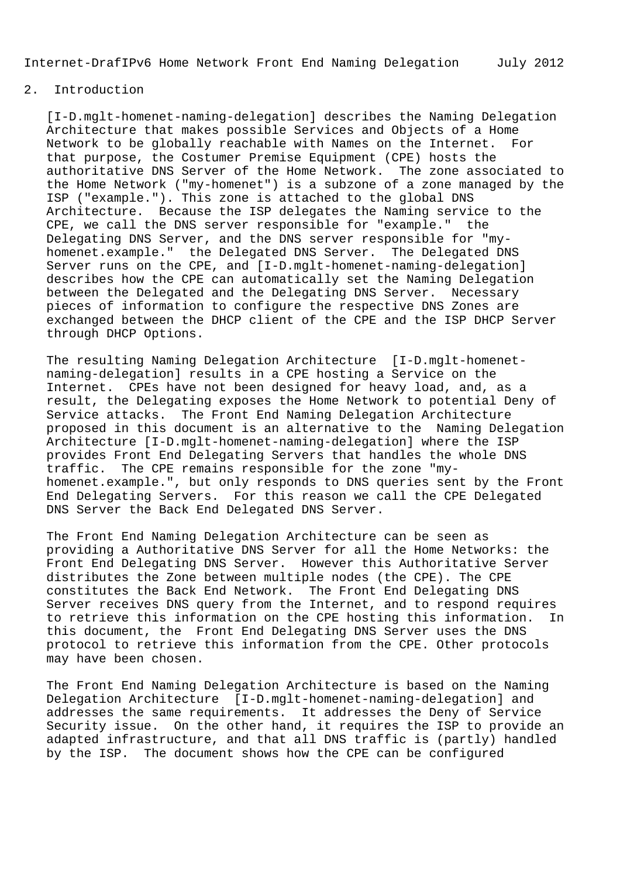## 2. Introduction

[I-D.mglt-homenet-naming-delegation] describes the Naming Delegation Architecture that makes possible Services and Objects of a Home Network to be globally reachable with Names on the Internet. For that purpose, the Costumer Premise Equipment (CPE) hosts the authoritative DNS Server of the Home Network. The zone associated to the Home Network ("my-homenet") is a subzone of a zone managed by the ISP ("example."). This zone is attached to the global DNS Architecture. Because the ISP delegates the Naming service to the CPE, we call the DNS server responsible for "example." the Delegating DNS Server, and the DNS server responsible for "my-homenet.example." the Delegated DNS Server. The Delegated DNS Server runs on the CPE, and [I-D.mglt-homenet-naming-delegation] describes how the CPE can automatically set the Naming Delegation between the Delegated and the Delegating DNS Server. Necessary pieces of information to configure the respective DNS Zones are exchanged between the DHCP client of the CPE and the ISP DHCP Server through DHCP Options.

The resulting Naming Delegation Architecture [I-D.mglt-homenet-naming-delegation] results in a CPE hosting a Service on the Internet. CPEs have not been designed for heavy load, and, as a result, the Delegating exposes the Home Network to potential Deny of Service attacks. The Front End Naming Delegation Architecture proposed in this document is an alternative to the Naming Delegation Architecture [I-D.mglt-homenet-naming-delegation] where the ISP provides Front End Delegating Servers that handles the whole DNS traffic. The CPE remains responsible for the zone "my-homenet.example.", but only responds to DNS queries sent by the Front End Delegating Servers. For this reason we call the CPE Delegated DNS Server the Back End Delegated DNS Server.

The Front End Naming Delegation Architecture can be seen as providing a Authoritative DNS Server for all the Home Networks: the Front End Delegating DNS Server. However this Authoritative Server distributes the Zone between multiple nodes (the CPE). The CPE constitutes the Back End Network. The Front End Delegating DNS Server receives DNS query from the Internet, and to respond requires to retrieve this information on the CPE hosting this information. In this document, the Front End Delegating DNS Server uses the DNS protocol to retrieve this information from the CPE. Other protocols may have been chosen.

The Front End Naming Delegation Architecture is based on the Naming Delegation Architecture [I-D.mglt-homenet-naming-delegation] and addresses the same requirements. It addresses the Deny of Service Security issue. On the other hand, it requires the ISP to provide an adapted infrastructure, and that all DNS traffic is (partly) handled by the ISP. The document shows how the CPE can be configured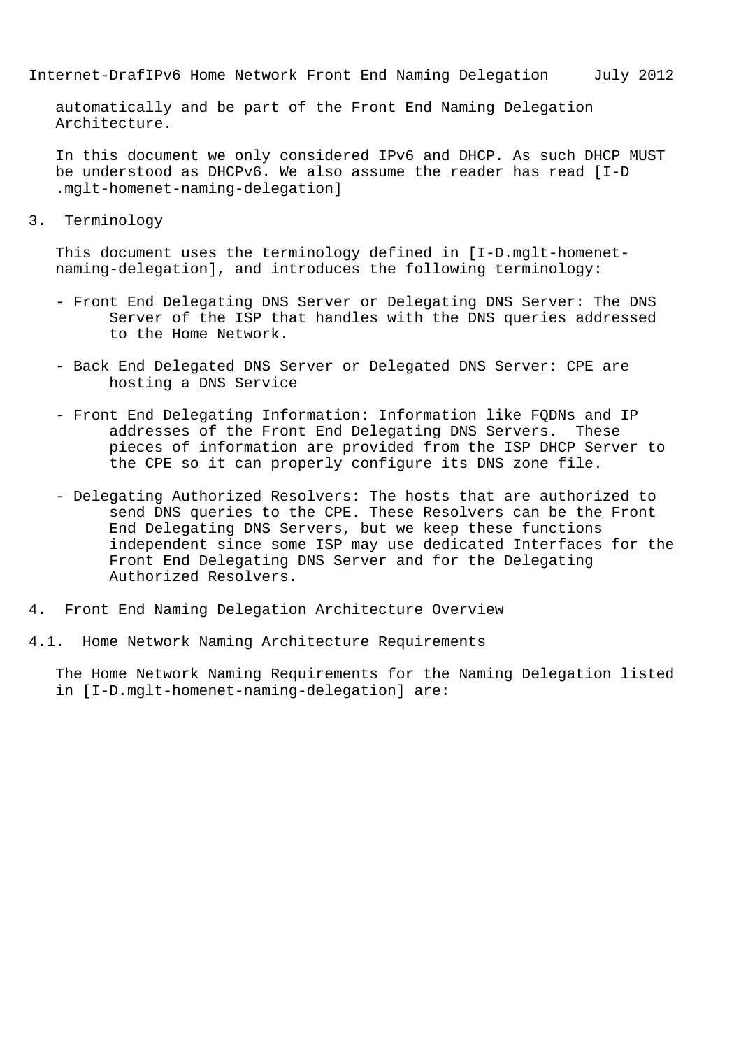automatically and be part of the Front End Naming Delegation Architecture.

In this document we only considered IPv6 and DHCP. As such DHCP MUST be understood as DHCPv6. We also assume the reader has read [I-D .mglt-homenet-naming-delegation]

## 3. Terminology

This document uses the terminology defined in [I-D.mglt-homenet-naming-delegation], and introduces the following terminology:

- Front End Delegating DNS Server or Delegating DNS Server: The DNS Server of the ISP that handles with the DNS queries addressed to the Home Network.

- Back End Delegated DNS Server or Delegated DNS Server: CPE are hosting a DNS Service

- Front End Delegating Information: Information like FQDNs and IP addresses of the Front End Delegating DNS Servers. These pieces of information are provided from the ISP DHCP Server to the CPE so it can properly configure its DNS zone file.

- Delegating Authorized Resolvers: The hosts that are authorized to send DNS queries to the CPE. These Resolvers can be the Front End Delegating DNS Servers, but we keep these functions independent since some ISP may use dedicated Interfaces for the Front End Delegating DNS Server and for the Delegating Authorized Resolvers.

## 4. Front End Naming Delegation Architecture Overview

### 4.1. Home Network Naming Architecture Requirements

The Home Network Naming Requirements for the Naming Delegation listed in [I-D.mglt-homenet-naming-delegation] are: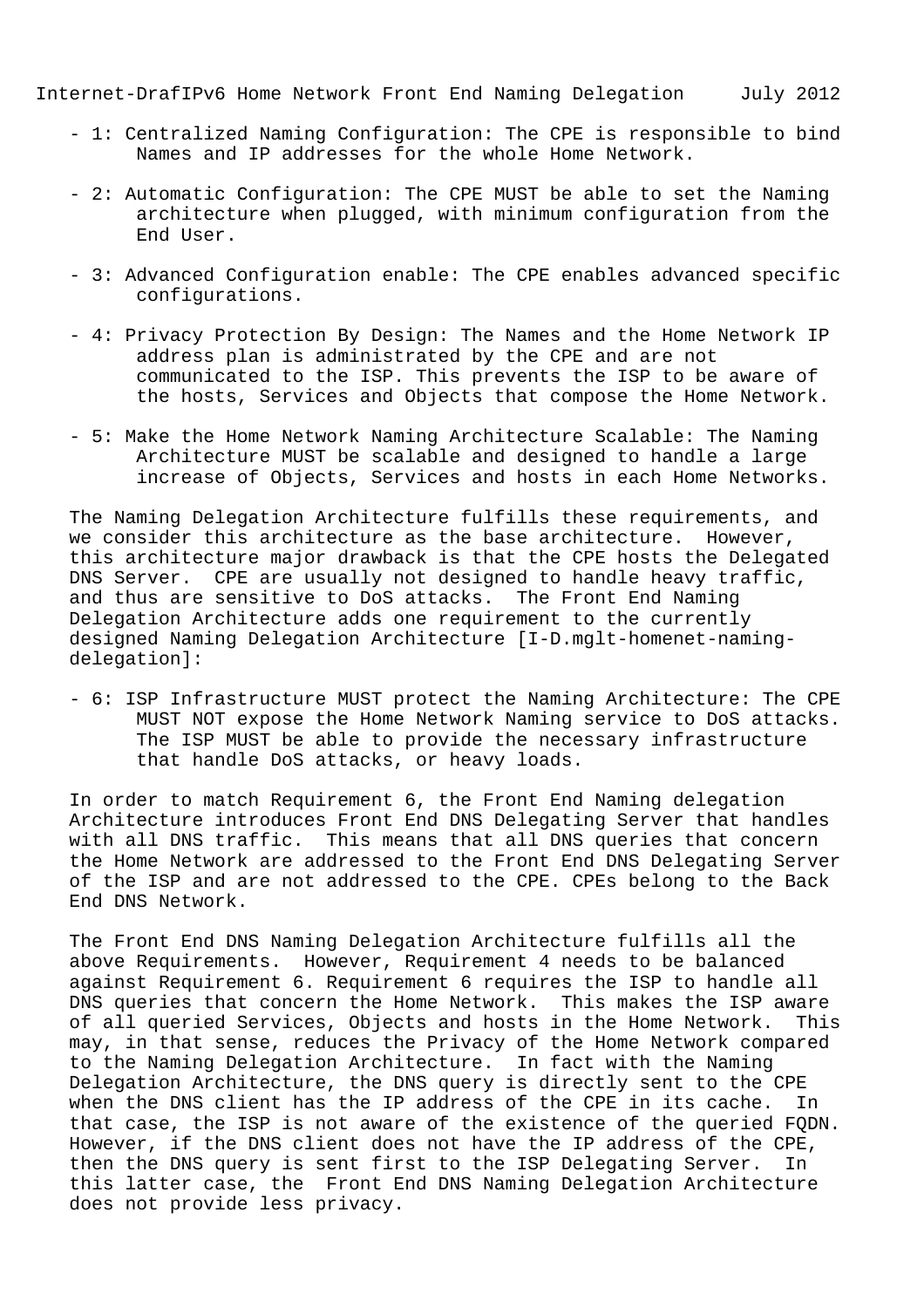- 1: Centralized Naming Configuration: The CPE is responsible to bind Names and IP addresses for the whole Home Network.

- 2: Automatic Configuration: The CPE MUST be able to set the Naming architecture when plugged, with minimum configuration from the End User.

- 3: Advanced Configuration enable: The CPE enables advanced specific configurations.

- 4: Privacy Protection By Design: The Names and the Home Network IP address plan is administrated by the CPE and are not communicated to the ISP. This prevents the ISP to be aware of the hosts, Services and Objects that compose the Home Network.

- 5: Make the Home Network Naming Architecture Scalable: The Naming Architecture MUST be scalable and designed to handle a large increase of Objects, Services and hosts in each Home Networks.

The Naming Delegation Architecture fulfills these requirements, and we consider this architecture as the base architecture. However, this architecture major drawback is that the CPE hosts the Delegated DNS Server. CPE are usually not designed to handle heavy traffic, and thus are sensitive to DoS attacks. The Front End Naming Delegation Architecture adds one requirement to the currently designed Naming Delegation Architecture [I-D.mglt-homenet-naming-delegation]:

- 6: ISP Infrastructure MUST protect the Naming Architecture: The CPE MUST NOT expose the Home Network Naming service to DoS attacks. The ISP MUST be able to provide the necessary infrastructure that handle DoS attacks, or heavy loads.

In order to match Requirement 6, the Front End Naming delegation Architecture introduces Front End DNS Delegating Server that handles with all DNS traffic. This means that all DNS queries that concern the Home Network are addressed to the Front End DNS Delegating Server of the ISP and are not addressed to the CPE. CPEs belong to the Back End DNS Network.

The Front End DNS Naming Delegation Architecture fulfills all the above Requirements. However, Requirement 4 needs to be balanced against Requirement 6. Requirement 6 requires the ISP to handle all DNS queries that concern the Home Network. This makes the ISP aware of all queried Services, Objects and hosts in the Home Network. This may, in that sense, reduces the Privacy of the Home Network compared to the Naming Delegation Architecture. In fact with the Naming Delegation Architecture, the DNS query is directly sent to the CPE when the DNS client has the IP address of the CPE in its cache. In that case, the ISP is not aware of the existence of the queried FQDN. However, if the DNS client does not have the IP address of the CPE, then the DNS query is sent first to the ISP Delegating Server. In this latter case, the Front End DNS Naming Delegation Architecture does not provide less privacy.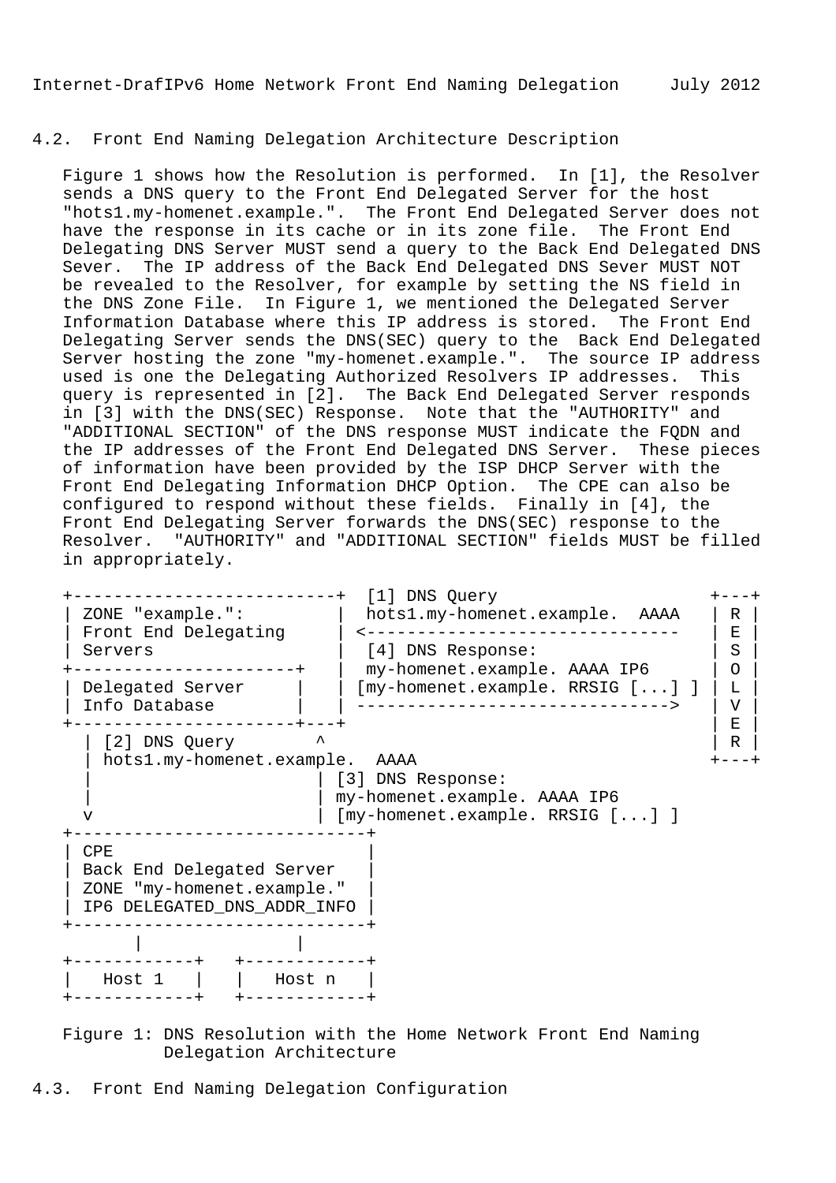### 4.2. Front End Naming Delegation Architecture Description

Figure 1 shows how the Resolution is performed. In [1], the Resolver sends a DNS query to the Front End Delegated Server for the host "hots1.my-homenet.example.". The Front End Delegated Server does not have the response in its cache or in its zone file. The Front End Delegating DNS Server MUST send a query to the Back End Delegated DNS Sever. The IP address of the Back End Delegated DNS Sever MUST NOT be revealed to the Resolver, for example by setting the NS field in the DNS Zone File. In Figure 1, we mentioned the Delegated Server Information Database where this IP address is stored. The Front End Delegating Server sends the DNS(SEC) query to the Back End Delegated Server hosting the zone "my-homenet.example.". The source IP address used is one the Delegating Authorized Resolvers IP addresses. This query is represented in [2]. The Back End Delegated Server responds in [3] with the DNS(SEC) Response. Note that the "AUTHORITY" and "ADDITIONAL SECTION" of the DNS response MUST indicate the FQDN and the IP addresses of the Front End Delegated DNS Server. These pieces of information have been provided by the ISP DHCP Server with the Front End Delegating Information DHCP Option. The CPE can also be configured to respond without these fields. Finally in [4], the Front End Delegating Server forwards the DNS(SEC) response to the Resolver. "AUTHORITY" and "ADDITIONAL SECTION" fields MUST be filled in appropriately.

```
+--------------------------+  [1] DNS Query                   +---+
| ZONE "example.":         |  hots1.my-homenet.example.  AAAA  | R |
| Front End Delegating     | <-------------------------------   | E |
| Servers                  |  [4] DNS Response:                 | S |
+----------------------+   |  my-homenet.example. AAAA IP6      | O |
| Delegated Server     |   | [my-homenet.example. RRSIG [...] ] | L |
| Info Database        |   | ------------------------------->   | V |
+----------------------+---+                                    | E |
  | [2] DNS Query        ^                                      | R |
  | hots1.my-homenet.example.  AAAA                             +---+
  |                      | [3] DNS Response:
  |                      | my-homenet.example. AAAA IP6
  v                      | [my-homenet.example. RRSIG [...] ]
+----------------------------+
| CPE                        |
| Back End Delegated Server  |
| ZONE "my-homenet.example." |
| IP6 DELEGATED_DNS_ADDR_INFO |
+----------------------------+
       |              |
+------------+   +------------+
|   Host 1   |   |   Host n   |
+------------+   +------------+
```

Figure 1: DNS Resolution with the Home Network Front End Naming Delegation Architecture

### 4.3. Front End Naming Delegation Configuration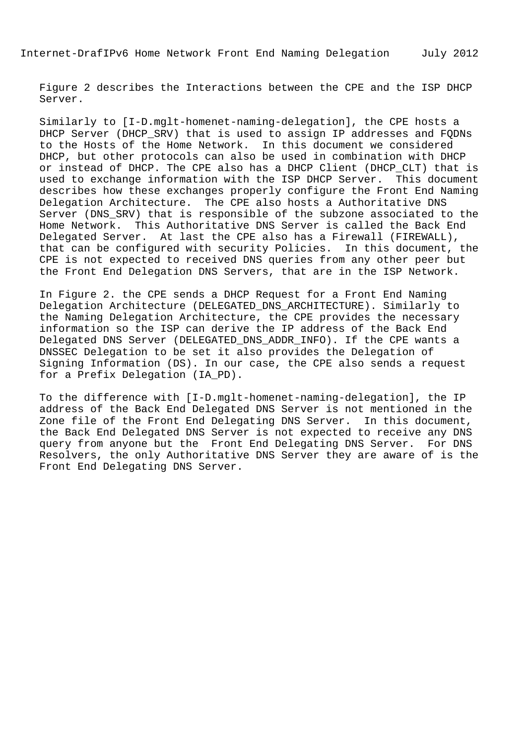Figure 2 describes the Interactions between the CPE and the ISP DHCP Server.

Similarly to [I-D.mglt-homenet-naming-delegation], the CPE hosts a DHCP Server (DHCP_SRV) that is used to assign IP addresses and FQDNs to the Hosts of the Home Network. In this document we considered DHCP, but other protocols can also be used in combination with DHCP or instead of DHCP. The CPE also has a DHCP Client (DHCP_CLT) that is used to exchange information with the ISP DHCP Server. This document describes how these exchanges properly configure the Front End Naming Delegation Architecture. The CPE also hosts a Authoritative DNS Server (DNS_SRV) that is responsible of the subzone associated to the Home Network. This Authoritative DNS Server is called the Back End Delegated Server. At last the CPE also has a Firewall (FIREWALL), that can be configured with security Policies. In this document, the CPE is not expected to received DNS queries from any other peer but the Front End Delegation DNS Servers, that are in the ISP Network.

In Figure 2. the CPE sends a DHCP Request for a Front End Naming Delegation Architecture (DELEGATED_DNS_ARCHITECTURE). Similarly to the Naming Delegation Architecture, the CPE provides the necessary information so the ISP can derive the IP address of the Back End Delegated DNS Server (DELEGATED_DNS_ADDR_INFO). If the CPE wants a DNSSEC Delegation to be set it also provides the Delegation of Signing Information (DS). In our case, the CPE also sends a request for a Prefix Delegation (IA_PD).

To the difference with [I-D.mglt-homenet-naming-delegation], the IP address of the Back End Delegated DNS Server is not mentioned in the Zone file of the Front End Delegating DNS Server. In this document, the Back End Delegated DNS Server is not expected to receive any DNS query from anyone but the Front End Delegating DNS Server. For DNS Resolvers, the only Authoritative DNS Server they are aware of is the Front End Delegating DNS Server.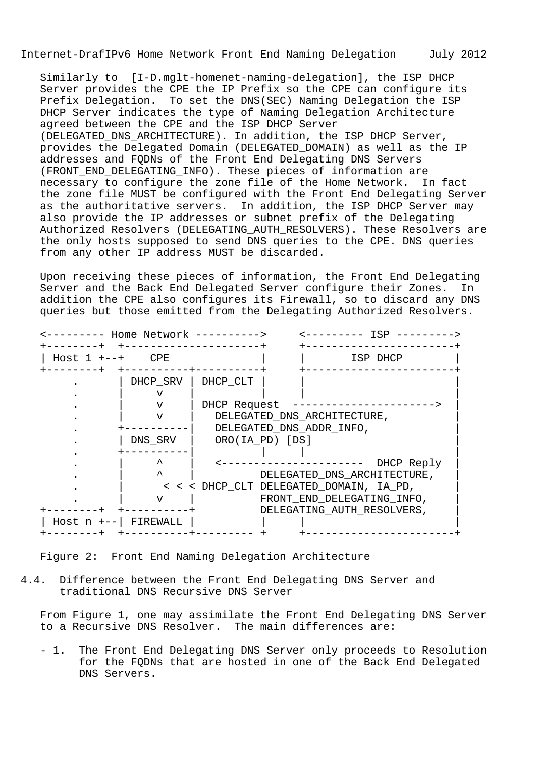Similarly to [I-D.mglt-homenet-naming-delegation], the ISP DHCP Server provides the CPE the IP Prefix so the CPE can configure its Prefix Delegation. To set the DNS(SEC) Naming Delegation the ISP DHCP Server indicates the type of Naming Delegation Architecture agreed between the CPE and the ISP DHCP Server (DELEGATED_DNS_ARCHITECTURE). In addition, the ISP DHCP Server, provides the Delegated Domain (DELEGATED_DOMAIN) as well as the IP addresses and FQDNs of the Front End Delegating DNS Servers (FRONT_END_DELEGATING_INFO). These pieces of information are necessary to configure the zone file of the Home Network. In fact the zone file MUST be configured with the Front End Delegating Server as the authoritative servers. In addition, the ISP DHCP Server may also provide the IP addresses or subnet prefix of the Delegating Authorized Resolvers (DELEGATING_AUTH_RESOLVERS). These Resolvers are the only hosts supposed to send DNS queries to the CPE. DNS queries from any other IP address MUST be discarded.

Upon receiving these pieces of information, the Front End Delegating Server and the Back End Delegated Server configure their Zones. In addition the CPE also configures its Firewall, so to discard any DNS queries but those emitted from the Delegating Authorized Resolvers.

```
<--------- Home Network ---------->     <--------- ISP --------->
+--------+  +---------------------+     +-----------------------+
| Host 1 +--+    CPE              |     |       ISP DHCP        |
+--------+  +----------+----------+     +-----------------------+
     .      | DHCP_SRV | DHCP_CLT |     |                       |
     .      |    v     |          |     |                       |
     .      |    v     | DHCP Request  ----------------------->  |
     .      |    v     |   DELEGATED_DNS_ARCHITECTURE,           |
     .      +----------|   DELEGATED_DNS_ADDR_INFO,              |
     .      | DNS_SRV  |   ORO(IA_PD) [DS]                       |
     .      +----------|          |     |                        |
     .      |    ^     |   <---------------------- DHCP Reply   |
     .      |    ^     |          DELEGATED_DNS_ARCHITECTURE,    |
     .      |     < < < DHCP_CLT DELEGATED_DOMAIN, IA_PD,        |
     .      |    v     |          FRONT_END_DELEGATING_INFO,     |
+--------+  +----------+          DELEGATING_AUTH_RESOLVERS,     |
| Host n +--| FIREWALL |          |     |                        |
+--------+  +----------+--------- +     +-----------------------+
```

Figure 2: Front End Naming Delegation Architecture

## 4.4. Difference between the Front End Delegating DNS Server and traditional DNS Recursive DNS Server

From Figure 1, one may assimilate the Front End Delegating DNS Server to a Recursive DNS Resolver. The main differences are:

- 1. The Front End Delegating DNS Server only proceeds to Resolution for the FQDNs that are hosted in one of the Back End Delegated DNS Servers.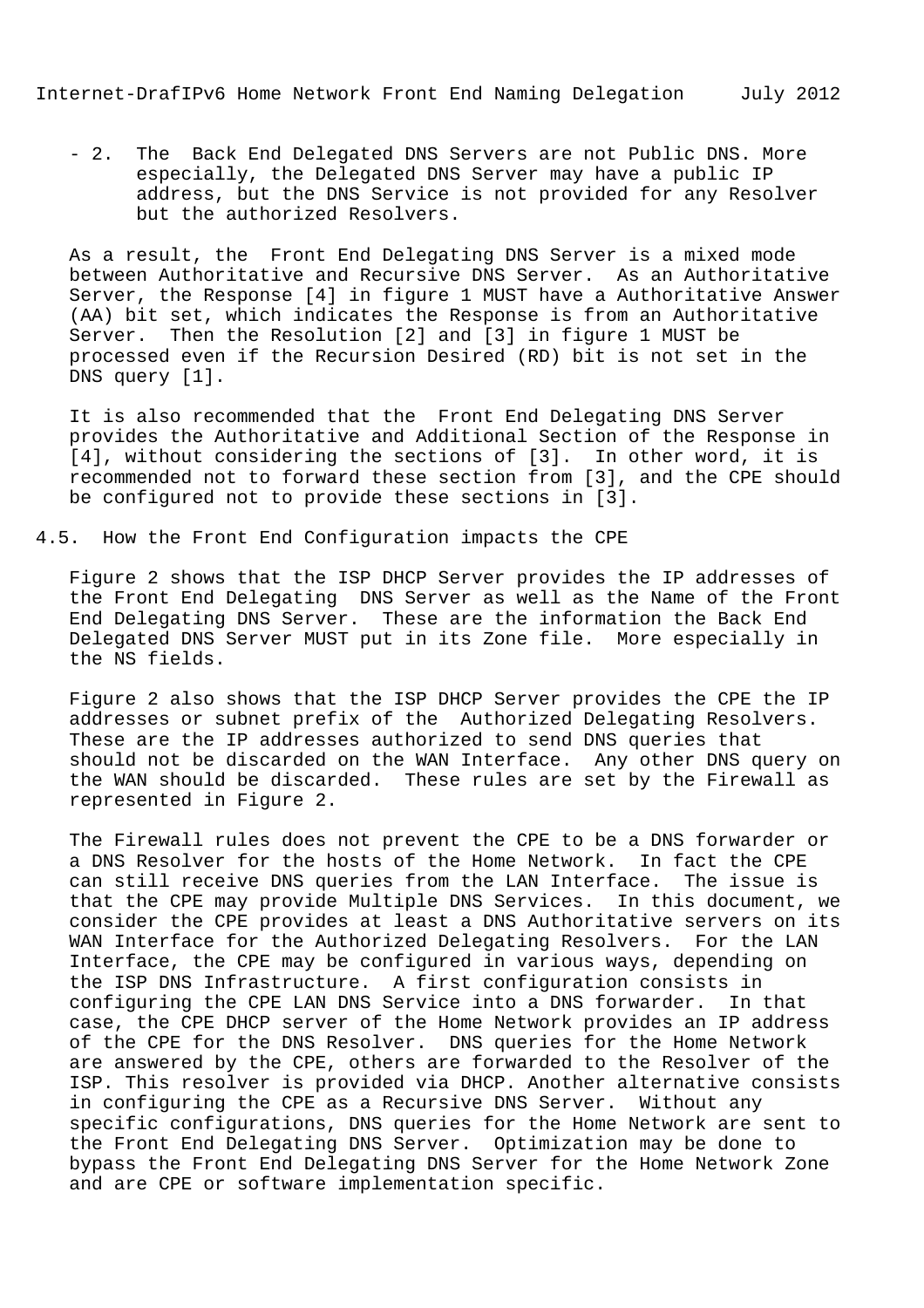- 2. The Back End Delegated DNS Servers are not Public DNS. More especially, the Delegated DNS Server may have a public IP address, but the DNS Service is not provided for any Resolver but the authorized Resolvers.

As a result, the Front End Delegating DNS Server is a mixed mode between Authoritative and Recursive DNS Server. As an Authoritative Server, the Response [4] in figure 1 MUST have a Authoritative Answer (AA) bit set, which indicates the Response is from an Authoritative Server. Then the Resolution [2] and [3] in figure 1 MUST be processed even if the Recursion Desired (RD) bit is not set in the DNS query [1].

It is also recommended that the Front End Delegating DNS Server provides the Authoritative and Additional Section of the Response in [4], without considering the sections of [3]. In other word, it is recommended not to forward these section from [3], and the CPE should be configured not to provide these sections in [3].

## 4.5. How the Front End Configuration impacts the CPE

Figure 2 shows that the ISP DHCP Server provides the IP addresses of the Front End Delegating DNS Server as well as the Name of the Front End Delegating DNS Server. These are the information the Back End Delegated DNS Server MUST put in its Zone file. More especially in the NS fields.

Figure 2 also shows that the ISP DHCP Server provides the CPE the IP addresses or subnet prefix of the Authorized Delegating Resolvers. These are the IP addresses authorized to send DNS queries that should not be discarded on the WAN Interface. Any other DNS query on the WAN should be discarded. These rules are set by the Firewall as represented in Figure 2.

The Firewall rules does not prevent the CPE to be a DNS forwarder or a DNS Resolver for the hosts of the Home Network. In fact the CPE can still receive DNS queries from the LAN Interface. The issue is that the CPE may provide Multiple DNS Services. In this document, we consider the CPE provides at least a DNS Authoritative servers on its WAN Interface for the Authorized Delegating Resolvers. For the LAN Interface, the CPE may be configured in various ways, depending on the ISP DNS Infrastructure. A first configuration consists in configuring the CPE LAN DNS Service into a DNS forwarder. In that case, the CPE DHCP server of the Home Network provides an IP address of the CPE for the DNS Resolver. DNS queries for the Home Network are answered by the CPE, others are forwarded to the Resolver of the ISP. This resolver is provided via DHCP. Another alternative consists in configuring the CPE as a Recursive DNS Server. Without any specific configurations, DNS queries for the Home Network are sent to the Front End Delegating DNS Server. Optimization may be done to bypass the Front End Delegating DNS Server for the Home Network Zone and are CPE or software implementation specific.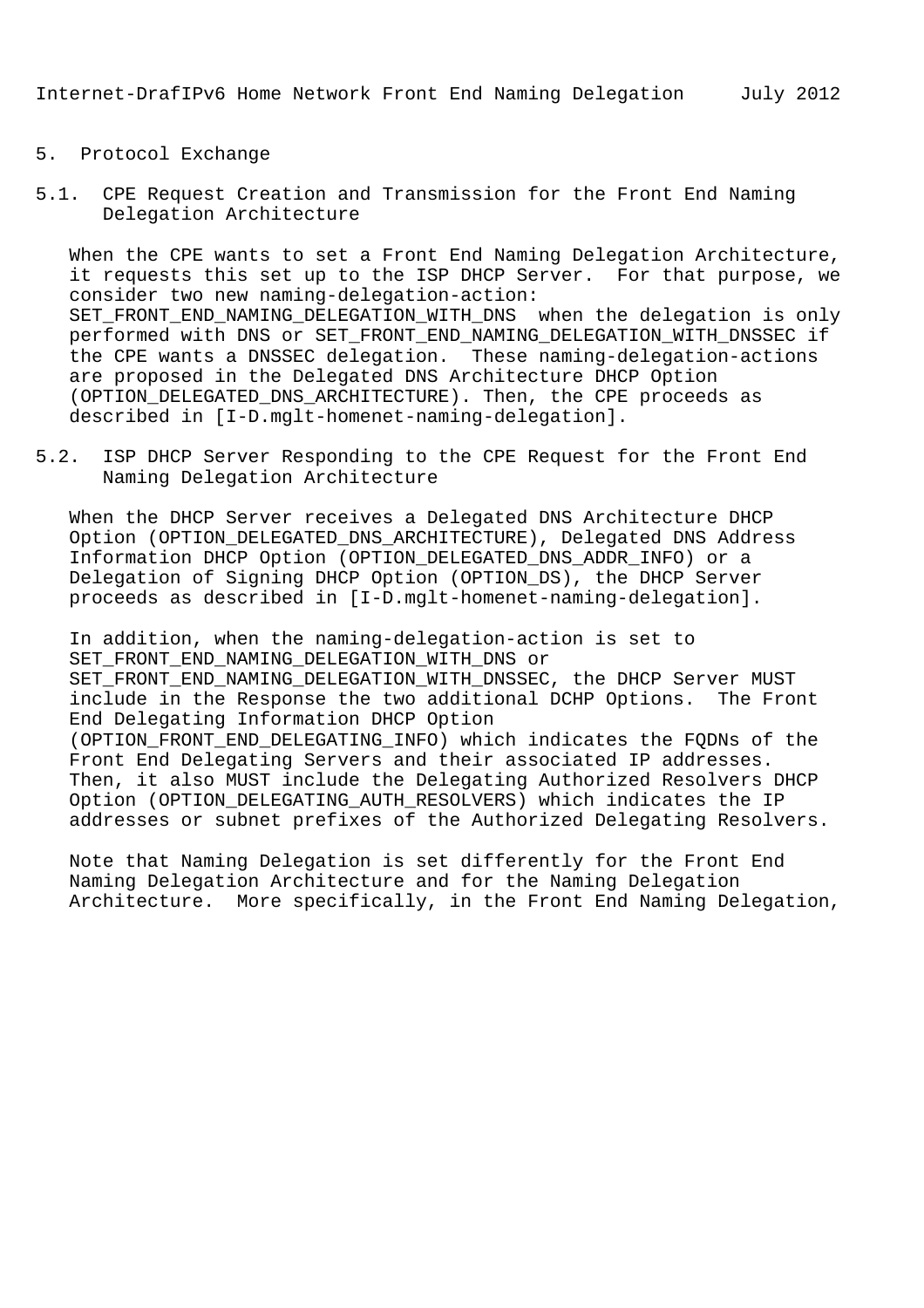# 5. Protocol Exchange

## 5.1. CPE Request Creation and Transmission for the Front End Naming Delegation Architecture

When the CPE wants to set a Front End Naming Delegation Architecture, it requests this set up to the ISP DHCP Server. For that purpose, we consider two new naming-delegation-action: SET_FRONT_END_NAMING_DELEGATION_WITH_DNS when the delegation is only performed with DNS or SET_FRONT_END_NAMING_DELEGATION_WITH_DNSSEC if the CPE wants a DNSSEC delegation. These naming-delegation-actions are proposed in the Delegated DNS Architecture DHCP Option (OPTION_DELEGATED_DNS_ARCHITECTURE). Then, the CPE proceeds as described in [I-D.mglt-homenet-naming-delegation].

## 5.2. ISP DHCP Server Responding to the CPE Request for the Front End Naming Delegation Architecture

When the DHCP Server receives a Delegated DNS Architecture DHCP Option (OPTION_DELEGATED_DNS_ARCHITECTURE), Delegated DNS Address Information DHCP Option (OPTION_DELEGATED_DNS_ADDR_INFO) or a Delegation of Signing DHCP Option (OPTION_DS), the DHCP Server proceeds as described in [I-D.mglt-homenet-naming-delegation].

In addition, when the naming-delegation-action is set to SET_FRONT_END_NAMING_DELEGATION_WITH_DNS or SET_FRONT_END_NAMING_DELEGATION_WITH_DNSSEC, the DHCP Server MUST include in the Response the two additional DCHP Options. The Front End Delegating Information DHCP Option (OPTION_FRONT_END_DELEGATING_INFO) which indicates the FQDNs of the Front End Delegating Servers and their associated IP addresses. Then, it also MUST include the Delegating Authorized Resolvers DHCP Option (OPTION_DELEGATING_AUTH_RESOLVERS) which indicates the IP addresses or subnet prefixes of the Authorized Delegating Resolvers.

Note that Naming Delegation is set differently for the Front End Naming Delegation Architecture and for the Naming Delegation Architecture. More specifically, in the Front End Naming Delegation,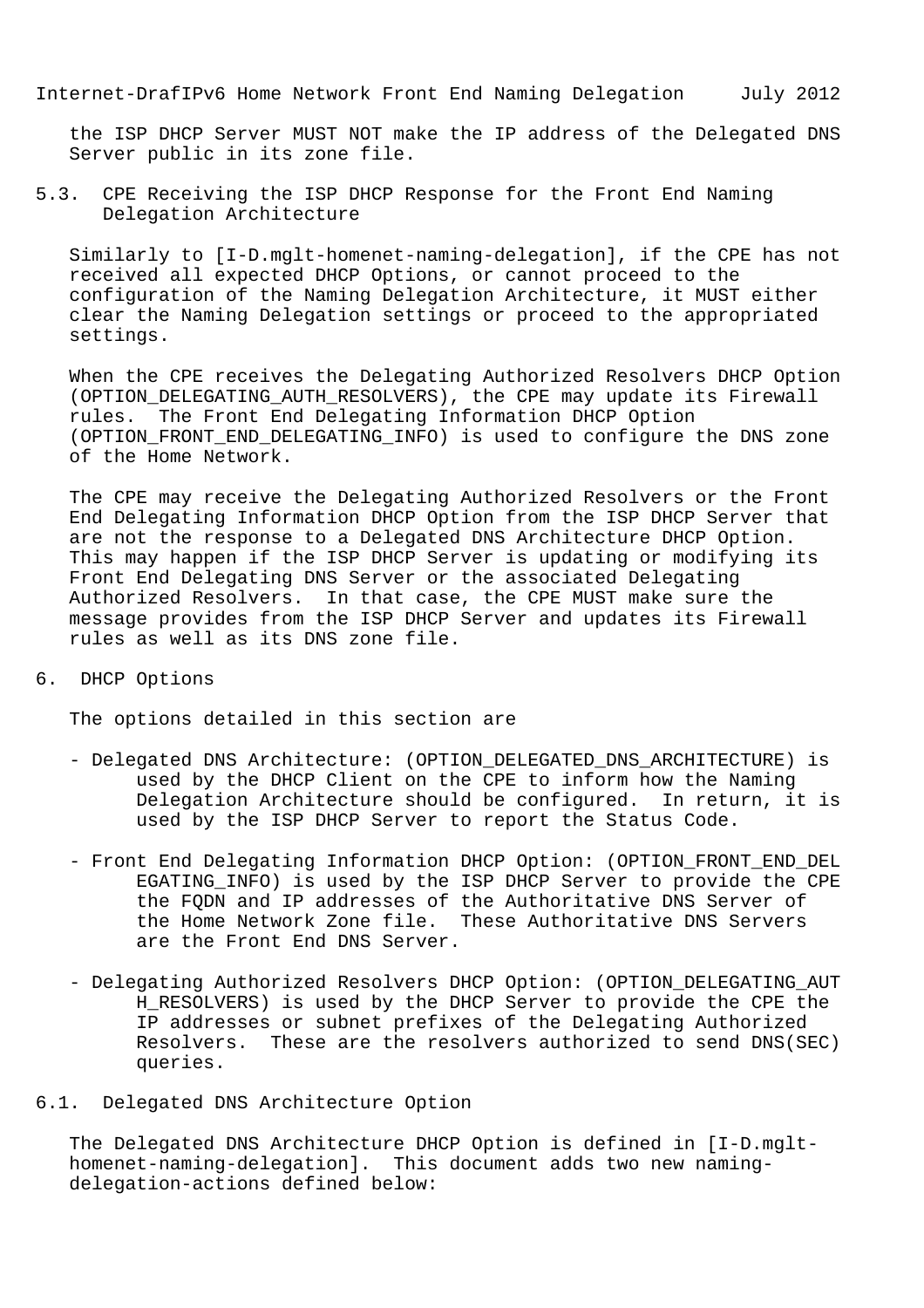the ISP DHCP Server MUST NOT make the IP address of the Delegated DNS Server public in its zone file.

## 5.3. CPE Receiving the ISP DHCP Response for the Front End Naming Delegation Architecture

Similarly to [I-D.mglt-homenet-naming-delegation], if the CPE has not received all expected DHCP Options, or cannot proceed to the configuration of the Naming Delegation Architecture, it MUST either clear the Naming Delegation settings or proceed to the appropriated settings.

When the CPE receives the Delegating Authorized Resolvers DHCP Option (OPTION_DELEGATING_AUTH_RESOLVERS), the CPE may update its Firewall rules. The Front End Delegating Information DHCP Option (OPTION_FRONT_END_DELEGATING_INFO) is used to configure the DNS zone of the Home Network.

The CPE may receive the Delegating Authorized Resolvers or the Front End Delegating Information DHCP Option from the ISP DHCP Server that are not the response to a Delegated DNS Architecture DHCP Option. This may happen if the ISP DHCP Server is updating or modifying its Front End Delegating DNS Server or the associated Delegating Authorized Resolvers. In that case, the CPE MUST make sure the message provides from the ISP DHCP Server and updates its Firewall rules as well as its DNS zone file.

# 6. DHCP Options

The options detailed in this section are

- Delegated DNS Architecture: (OPTION_DELEGATED_DNS_ARCHITECTURE) is used by the DHCP Client on the CPE to inform how the Naming Delegation Architecture should be configured. In return, it is used by the ISP DHCP Server to report the Status Code.

- Front End Delegating Information DHCP Option: (OPTION_FRONT_END_DELEGATING_INFO) is used by the ISP DHCP Server to provide the CPE the FQDN and IP addresses of the Authoritative DNS Server of the Home Network Zone file. These Authoritative DNS Servers are the Front End DNS Server.

- Delegating Authorized Resolvers DHCP Option: (OPTION_DELEGATING_AUTH_RESOLVERS) is used by the DHCP Server to provide the CPE the IP addresses or subnet prefixes of the Delegating Authorized Resolvers. These are the resolvers authorized to send DNS(SEC) queries.

## 6.1. Delegated DNS Architecture Option

The Delegated DNS Architecture DHCP Option is defined in [I-D.mglt-homenet-naming-delegation]. This document adds two new naming-delegation-actions defined below: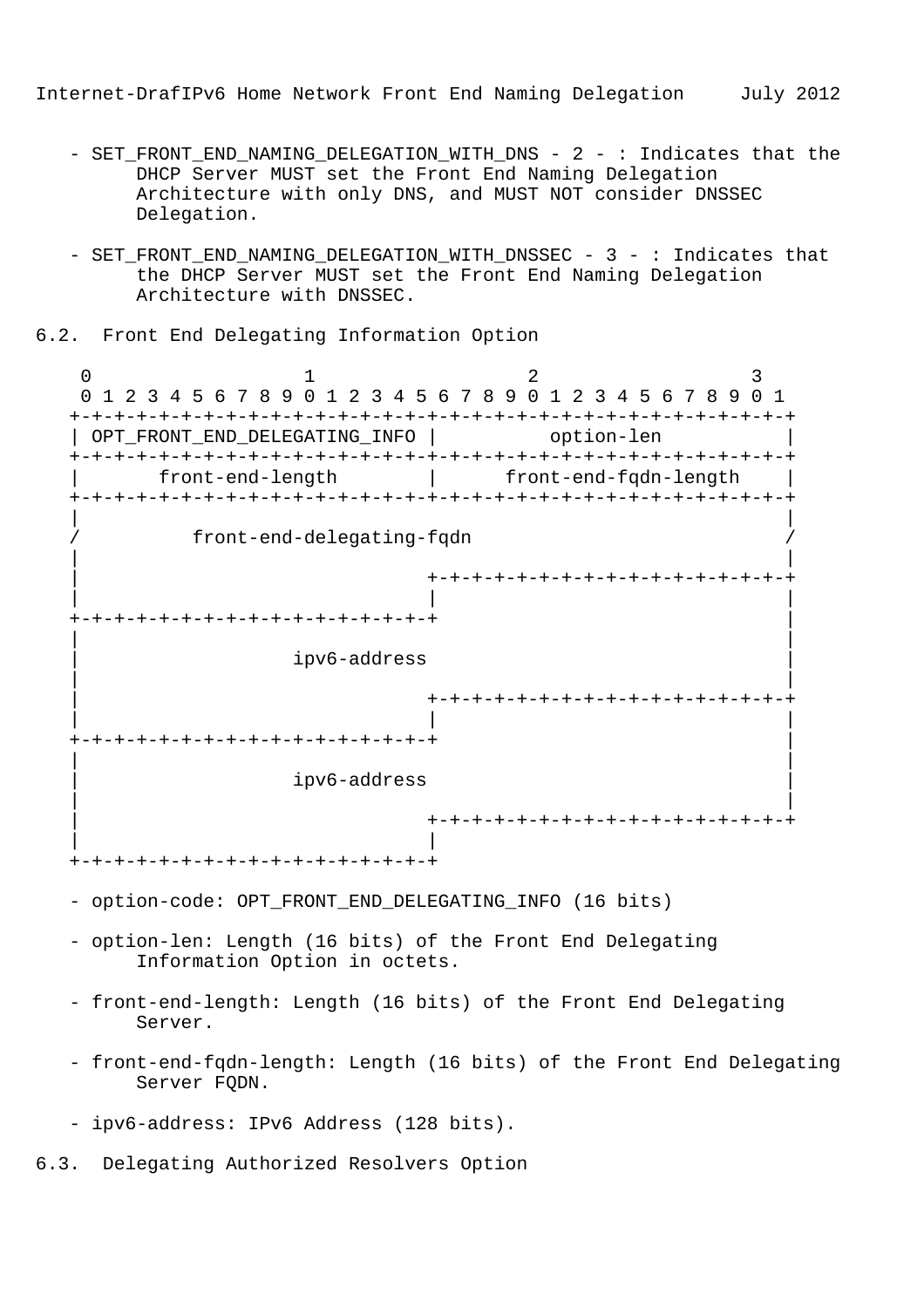- SET_FRONT_END_NAMING_DELEGATION_WITH_DNS - 2 - : Indicates that the DHCP Server MUST set the Front End Naming Delegation Architecture with only DNS, and MUST NOT consider DNSSEC Delegation.

- SET_FRONT_END_NAMING_DELEGATION_WITH_DNSSEC - 3 - : Indicates that the DHCP Server MUST set the Front End Naming Delegation Architecture with DNSSEC.

### 6.2. Front End Delegating Information Option

```
 0                   1                   2                   3
 0 1 2 3 4 5 6 7 8 9 0 1 2 3 4 5 6 7 8 9 0 1 2 3 4 5 6 7 8 9 0 1
+-+-+-+-+-+-+-+-+-+-+-+-+-+-+-+-+-+-+-+-+-+-+-+-+-+-+-+-+-+-+-+-+
| OPT_FRONT_END_DELEGATING_INFO |          option-len           |
+-+-+-+-+-+-+-+-+-+-+-+-+-+-+-+-+-+-+-+-+-+-+-+-+-+-+-+-+-+-+-+-+
|       front-end-length        |      front-end-fqdn-length    |
+-+-+-+-+-+-+-+-+-+-+-+-+-+-+-+-+-+-+-+-+-+-+-+-+-+-+-+-+-+-+-+-+
|                                                               |
/          front-end-delegating-fqdn                            /
|                                                               |
|                               +-+-+-+-+-+-+-+-+-+-+-+-+-+-+-+-+
|                               |                               |
+-+-+-+-+-+-+-+-+-+-+-+-+-+-+-+-+                               |
|                                                               |
|                  ipv6-address                                 |
|                                                               |
|                               +-+-+-+-+-+-+-+-+-+-+-+-+-+-+-+-+
|                               |                               |
+-+-+-+-+-+-+-+-+-+-+-+-+-+-+-+-+                               |
|                                                               |
|                  ipv6-address                                 |
|                                                               |
|                               +-+-+-+-+-+-+-+-+-+-+-+-+-+-+-+-+
|                               |
+-+-+-+-+-+-+-+-+-+-+-+-+-+-+-+-+
```

- option-code: OPT_FRONT_END_DELEGATING_INFO (16 bits)

- option-len: Length (16 bits) of the Front End Delegating Information Option in octets.

- front-end-length: Length (16 bits) of the Front End Delegating Server.

- front-end-fqdn-length: Length (16 bits) of the Front End Delegating Server FQDN.

- ipv6-address: IPv6 Address (128 bits).

### 6.3. Delegating Authorized Resolvers Option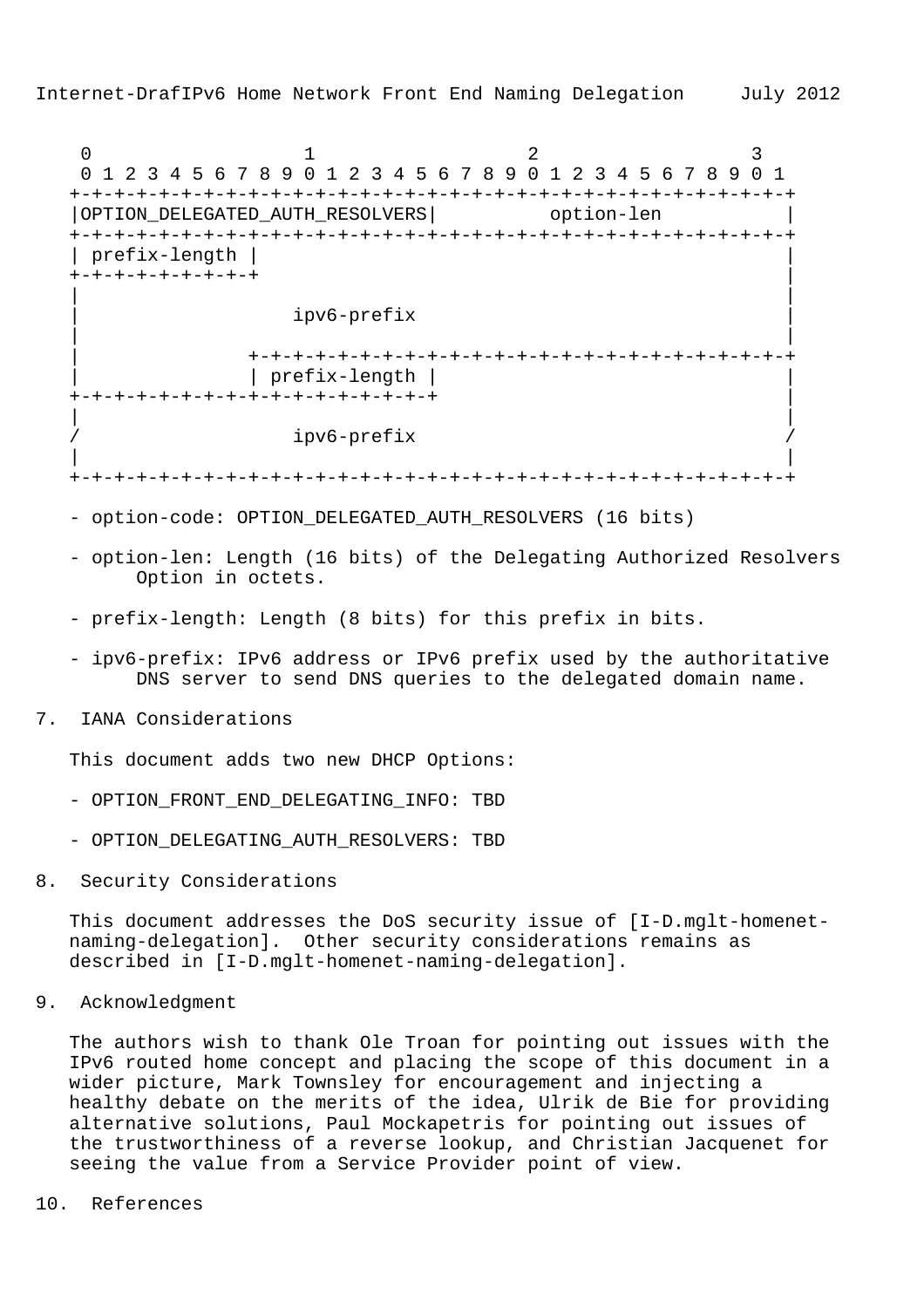```
    0                   1                   2                   3
    0 1 2 3 4 5 6 7 8 9 0 1 2 3 4 5 6 7 8 9 0 1 2 3 4 5 6 7 8 9 0 1
   +-+-+-+-+-+-+-+-+-+-+-+-+-+-+-+-+-+-+-+-+-+-+-+-+-+-+-+-+-+-+-+-+
   |OPTION_DELEGATED_AUTH_RESOLVERS|          option-len           |
   +-+-+-+-+-+-+-+-+-+-+-+-+-+-+-+-+-+-+-+-+-+-+-+-+-+-+-+-+-+-+-+-+
   | prefix-length |                                               |
   +-+-+-+-+-+-+-+-+                                               |
   |                                                               |
   |                   ipv6-prefix                                 |
   |                                                               |
   |               +-+-+-+-+-+-+-+-+-+-+-+-+-+-+-+-+-+-+-+-+-+-+-+-+
   |               | prefix-length |                               |
   +-+-+-+-+-+-+-+-+-+-+-+-+-+-+-+-+                               |
   |                                                               |
   /                   ipv6-prefix                                 /
   |                                                               |
   +-+-+-+-+-+-+-+-+-+-+-+-+-+-+-+-+-+-+-+-+-+-+-+-+-+-+-+-+-+-+-+-+
```

- option-code: OPTION_DELEGATED_AUTH_RESOLVERS (16 bits)

- option-len: Length (16 bits) of the Delegating Authorized Resolvers Option in octets.

- prefix-length: Length (8 bits) for this prefix in bits.

- ipv6-prefix: IPv6 address or IPv6 prefix used by the authoritative DNS server to send DNS queries to the delegated domain name.

## 7. IANA Considerations

This document adds two new DHCP Options:

- OPTION_FRONT_END_DELEGATING_INFO: TBD

- OPTION_DELEGATING_AUTH_RESOLVERS: TBD

## 8. Security Considerations

This document addresses the DoS security issue of [I-D.mglt-homenet-naming-delegation]. Other security considerations remains as described in [I-D.mglt-homenet-naming-delegation].

## 9. Acknowledgment

The authors wish to thank Ole Troan for pointing out issues with the IPv6 routed home concept and placing the scope of this document in a wider picture, Mark Townsley for encouragement and injecting a healthy debate on the merits of the idea, Ulrik de Bie for providing alternative solutions, Paul Mockapetris for pointing out issues of the trustworthiness of a reverse lookup, and Christian Jacquenet for seeing the value from a Service Provider point of view.

## 10. References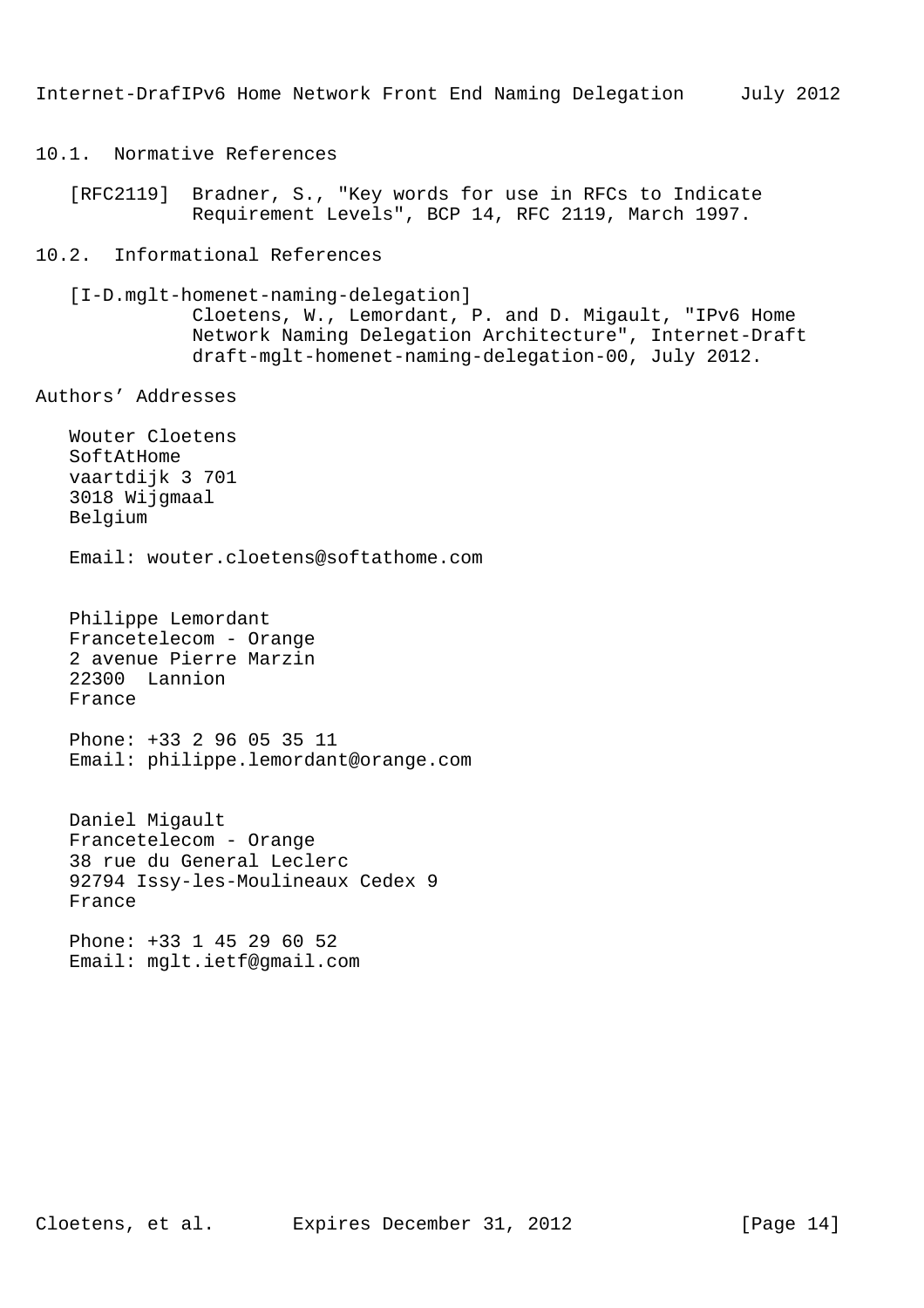### 10.1. Normative References

[RFC2119] Bradner, S., "Key words for use in RFCs to Indicate Requirement Levels", BCP 14, RFC 2119, March 1997.

### 10.2. Informational References

[I-D.mglt-homenet-naming-delegation] Cloetens, W., Lemordant, P. and D. Migault, "IPv6 Home Network Naming Delegation Architecture", Internet-Draft draft-mglt-homenet-naming-delegation-00, July 2012.

## Authors' Addresses

Wouter Cloetens
SoftAtHome
vaartdijk 3 701
3018 Wijgmaal
Belgium

Email: wouter.cloetens@softathome.com

Philippe Lemordant
Francetelecom - Orange
2 avenue Pierre Marzin
22300 Lannion
France

Phone: +33 2 96 05 35 11
Email: philippe.lemordant@orange.com

Daniel Migault
Francetelecom - Orange
38 rue du General Leclerc
92794 Issy-les-Moulineaux Cedex 9
France

Phone: +33 1 45 29 60 52
Email: mglt.ietf@gmail.com